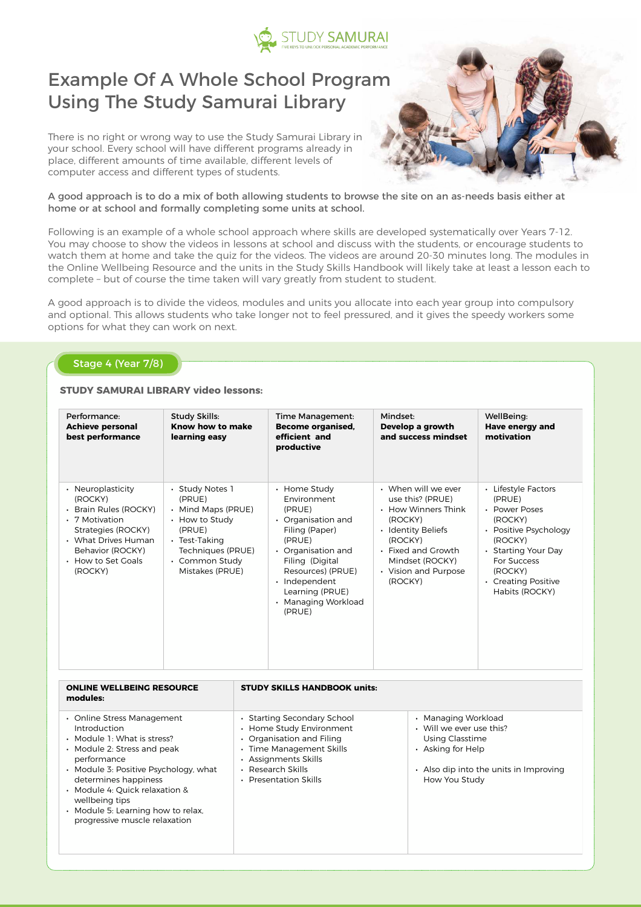STUDY SAMURAI
FIVE KEYS TO UNLOCK PERSONAL ACADEMIC PERFORMANCE

# Example Of A Whole School Program Using The Study Samurai Library

There is no right or wrong way to use the Study Samurai Library in your school. Every school will have different programs already in place, different amounts of time available, different levels of computer access and different types of students.

A good approach is to do a mix of both allowing students to browse the site on an as-needs basis either at home or at school and formally completing some units at school.

Following is an example of a whole school approach where skills are developed systematically over Years 7-12. You may choose to show the videos in lessons at school and discuss with the students, or encourage students to watch them at home and take the quiz for the videos. The videos are around 20-30 minutes long. The modules in the Online Wellbeing Resource and the units in the Study Skills Handbook will likely take at least a lesson each to complete – but of course the time taken will vary greatly from student to student.

A good approach is to divide the videos, modules and units you allocate into each year group into compulsory and optional. This allows students who take longer not to feel pressured, and it gives the speedy workers some options for what they can work on next.

## Stage 4 (Year 7/8)

**STUDY SAMURAI LIBRARY video lessons:**

| Performance: **Achieve personal best performance** | Study Skills: **Know how to make learning easy** | Time Management: **Become organised, efficient and productive** | Mindset: **Develop a growth and success mindset** | WellBeing: **Have energy and motivation** |
|---|---|---|---|---|
| • Neuroplasticity (ROCKY)<br>• Brain Rules (ROCKY)<br>• 7 Motivation Strategies (ROCKY)<br>• What Drives Human Behavior (ROCKY)<br>• How to Set Goals (ROCKY) | • Study Notes 1 (PRUE)<br>• Mind Maps (PRUE)<br>• How to Study (PRUE)<br>• Test-Taking Techniques (PRUE)<br>• Common Study Mistakes (PRUE) | • Home Study Environment (PRUE)<br>• Organisation and Filing (Paper) (PRUE)<br>• Organisation and Filing (Digital Resources) (PRUE)<br>• Independent Learning (PRUE)<br>• Managing Workload (PRUE) | • When will we ever use this? (PRUE)<br>• How Winners Think (ROCKY)<br>• Identity Beliefs (ROCKY)<br>• Fixed and Growth Mindset (ROCKY)<br>• Vision and Purpose (ROCKY) | • Lifestyle Factors (PRUE)<br>• Power Poses (ROCKY)<br>• Positive Psychology (ROCKY)<br>• Starting Your Day For Success (ROCKY)<br>• Creating Positive Habits (ROCKY) |

| ONLINE WELLBEING RESOURCE modules: | STUDY SKILLS HANDBOOK units: | |
|---|---|---|
| • Online Stress Management Introduction<br>• Module 1: What is stress?<br>• Module 2: Stress and peak performance<br>• Module 3: Positive Psychology, what determines happiness<br>• Module 4: Quick relaxation & wellbeing tips<br>• Module 5: Learning how to relax, progressive muscle relaxation | • Starting Secondary School<br>• Home Study Environment<br>• Organisation and Filing<br>• Time Management Skills<br>• Assignments Skills<br>• Research Skills<br>• Presentation Skills | • Managing Workload<br>• Will we ever use this? Using Classtime<br>• Asking for Help<br><br>• Also dip into the units in Improving How You Study |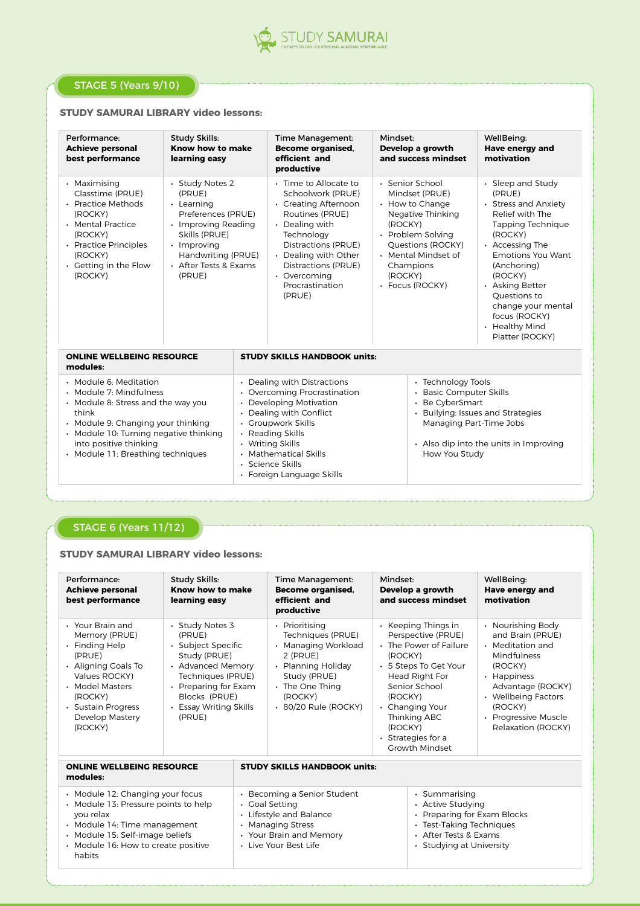STUDY SAMURAI
FIVE KEYS TO UNLOCK PERSONAL ACADEMIC PERFORMANCE

## STAGE 5 (Years 9/10)

### STUDY SAMURAI LIBRARY video lessons:

| Performance: **Achieve personal best performance** | Study Skills: **Know how to make learning easy** | Time Management: **Become organised, efficient and productive** | Mindset: **Develop a growth and success mindset** | WellBeing: **Have energy and motivation** |
|---|---|---|---|---|
| • Maximising Classtime (PRUE)<br>• Practice Methods (ROCKY)<br>• Mental Practice (ROCKY)<br>• Practice Principles (ROCKY)<br>• Getting in the Flow (ROCKY) | • Study Notes 2 (PRUE)<br>• Learning Preferences (PRUE)<br>• Improving Reading Skills (PRUE)<br>• Improving Handwriting (PRUE)<br>• After Tests & Exams (PRUE) | • Time to Allocate to Schoolwork (PRUE)<br>• Creating Afternoon Routines (PRUE)<br>• Dealing with Technology Distractions (PRUE)<br>• Dealing with Other Distractions (PRUE)<br>• Overcoming Procrastination (PRUE) | • Senior School Mindset (PRUE)<br>• How to Change Negative Thinking (ROCKY)<br>• Problem Solving Questions (ROCKY)<br>• Mental Mindset of Champions (ROCKY)<br>• Focus (ROCKY) | • Sleep and Study (PRUE)<br>• Stress and Anxiety Relief with The Tapping Technique (ROCKY)<br>• Accessing The Emotions You Want (Anchoring) (ROCKY)<br>• Asking Better Questions to change your mental focus (ROCKY)<br>• Healthy Mind Platter (ROCKY) |

| **ONLINE WELLBEING RESOURCE modules:** | **STUDY SKILLS HANDBOOK units:** | |
|---|---|---|
| • Module 6: Meditation<br>• Module 7: Mindfulness<br>• Module 8: Stress and the way you think<br>• Module 9: Changing your thinking<br>• Module 10: Turning negative thinking into positive thinking<br>• Module 11: Breathing techniques | • Dealing with Distractions<br>• Overcoming Procrastination<br>• Developing Motivation<br>• Dealing with Conflict<br>• Groupwork Skills<br>• Reading Skills<br>• Writing Skills<br>• Mathematical Skills<br>• Science Skills<br>• Foreign Language Skills | • Technology Tools<br>• Basic Computer Skills<br>• Be CyberSmart<br>• Bullying: Issues and Strategies Managing Part-Time Jobs<br><br>• Also dip into the units in Improving How You Study |

## STAGE 6 (Years 11/12)

### STUDY SAMURAI LIBRARY video lessons:

| Performance: **Achieve personal best performance** | Study Skills: **Know how to make learning easy** | Time Management: **Become organised, efficient and productive** | Mindset: **Develop a growth and success mindset** | WellBeing: **Have energy and motivation** |
|---|---|---|---|---|
| • Your Brain and Memory (PRUE)<br>• Finding Help (PRUE)<br>• Aligning Goals To Values ROCKY)<br>• Model Masters (ROCKY)<br>• Sustain Progress Develop Mastery (ROCKY) | • Study Notes 3 (PRUE)<br>• Subject Specific Study (PRUE)<br>• Advanced Memory Techniques (PRUE)<br>• Preparing for Exam Blocks (PRUE)<br>• Essay Writing Skills (PRUE) | • Prioritising Techniques (PRUE)<br>• Managing Workload 2 (PRUE)<br>• Planning Holiday Study (PRUE)<br>• The One Thing (ROCKY)<br>• 80/20 Rule (ROCKY) | • Keeping Things in Perspective (PRUE)<br>• The Power of Failure (ROCKY)<br>• 5 Steps To Get Your Head Right For Senior School (ROCKY)<br>• Changing Your Thinking ABC (ROCKY)<br>• Strategies for a Growth Mindset | • Nourishing Body and Brain (PRUE)<br>• Meditation and Mindfulness (ROCKY)<br>• Happiness Advantage (ROCKY)<br>• Wellbeing Factors (ROCKY)<br>• Progressive Muscle Relaxation (ROCKY) |

| **ONLINE WELLBEING RESOURCE modules:** | **STUDY SKILLS HANDBOOK units:** | |
|---|---|---|
| • Module 12: Changing your focus<br>• Module 13: Pressure points to help you relax<br>• Module 14: Time management<br>• Module 15: Self-image beliefs<br>• Module 16: How to create positive habits | • Becoming a Senior Student<br>• Goal Setting<br>• Lifestyle and Balance<br>• Managing Stress<br>• Your Brain and Memory<br>• Live Your Best Life | • Summarising<br>• Active Studying<br>• Preparing for Exam Blocks<br>• Test-Taking Techniques<br>• After Tests & Exams<br>• Studying at University |